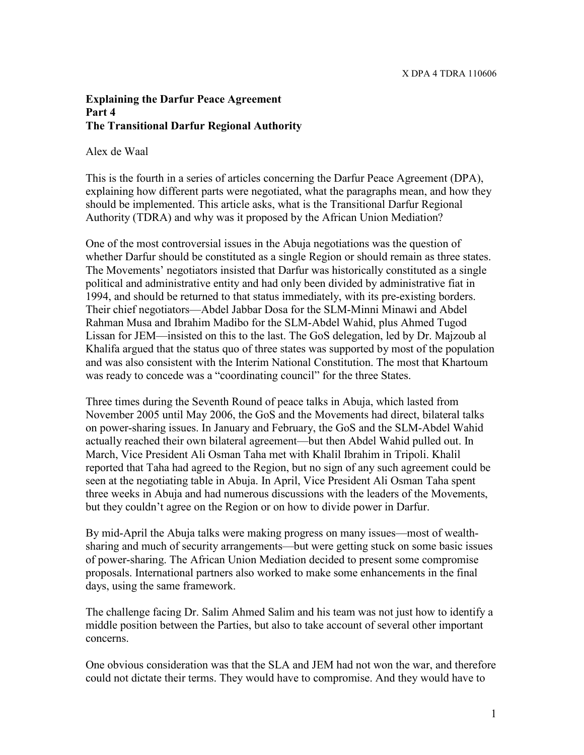X DPA 4 TDRA 110606

**Explaining the Darfur Peace Agreement**
**Part 4**
**The Transitional Darfur Regional Authority**

Alex de Waal

This is the fourth in a series of articles concerning the Darfur Peace Agreement (DPA), explaining how different parts were negotiated, what the paragraphs mean, and how they should be implemented. This article asks, what is the Transitional Darfur Regional Authority (TDRA) and why was it proposed by the African Union Mediation?

One of the most controversial issues in the Abuja negotiations was the question of whether Darfur should be constituted as a single Region or should remain as three states. The Movements' negotiators insisted that Darfur was historically constituted as a single political and administrative entity and had only been divided by administrative fiat in 1994, and should be returned to that status immediately, with its pre-existing borders. Their chief negotiators—Abdel Jabbar Dosa for the SLM-Minni Minawi and Abdel Rahman Musa and Ibrahim Madibo for the SLM-Abdel Wahid, plus Ahmed Tugod Lissan for JEM—insisted on this to the last. The GoS delegation, led by Dr. Majzoub al Khalifa argued that the status quo of three states was supported by most of the population and was also consistent with the Interim National Constitution. The most that Khartoum was ready to concede was a "coordinating council" for the three States.

Three times during the Seventh Round of peace talks in Abuja, which lasted from November 2005 until May 2006, the GoS and the Movements had direct, bilateral talks on power-sharing issues. In January and February, the GoS and the SLM-Abdel Wahid actually reached their own bilateral agreement—but then Abdel Wahid pulled out. In March, Vice President Ali Osman Taha met with Khalil Ibrahim in Tripoli. Khalil reported that Taha had agreed to the Region, but no sign of any such agreement could be seen at the negotiating table in Abuja. In April, Vice President Ali Osman Taha spent three weeks in Abuja and had numerous discussions with the leaders of the Movements, but they couldn't agree on the Region or on how to divide power in Darfur.

By mid-April the Abuja talks were making progress on many issues—most of wealth-sharing and much of security arrangements—but were getting stuck on some basic issues of power-sharing. The African Union Mediation decided to present some compromise proposals. International partners also worked to make some enhancements in the final days, using the same framework.

The challenge facing Dr. Salim Ahmed Salim and his team was not just how to identify a middle position between the Parties, but also to take account of several other important concerns.

One obvious consideration was that the SLA and JEM had not won the war, and therefore could not dictate their terms. They would have to compromise. And they would have to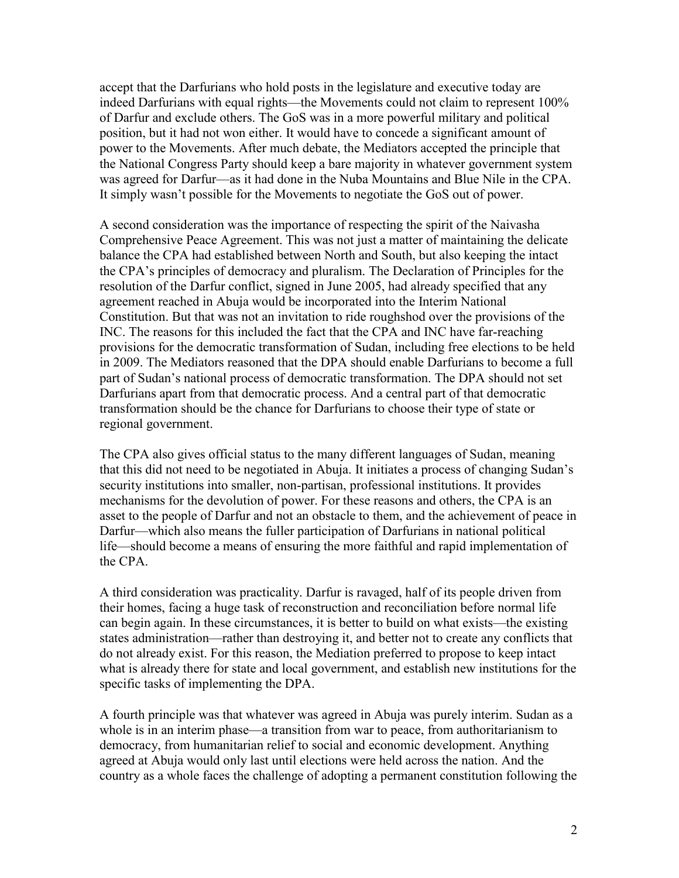accept that the Darfurians who hold posts in the legislature and executive today are indeed Darfurians with equal rights—the Movements could not claim to represent 100% of Darfur and exclude others. The GoS was in a more powerful military and political position, but it had not won either. It would have to concede a significant amount of power to the Movements. After much debate, the Mediators accepted the principle that the National Congress Party should keep a bare majority in whatever government system was agreed for Darfur—as it had done in the Nuba Mountains and Blue Nile in the CPA. It simply wasn't possible for the Movements to negotiate the GoS out of power.

A second consideration was the importance of respecting the spirit of the Naivasha Comprehensive Peace Agreement. This was not just a matter of maintaining the delicate balance the CPA had established between North and South, but also keeping the intact the CPA's principles of democracy and pluralism. The Declaration of Principles for the resolution of the Darfur conflict, signed in June 2005, had already specified that any agreement reached in Abuja would be incorporated into the Interim National Constitution. But that was not an invitation to ride roughshod over the provisions of the INC. The reasons for this included the fact that the CPA and INC have far-reaching provisions for the democratic transformation of Sudan, including free elections to be held in 2009. The Mediators reasoned that the DPA should enable Darfurians to become a full part of Sudan's national process of democratic transformation. The DPA should not set Darfurians apart from that democratic process. And a central part of that democratic transformation should be the chance for Darfurians to choose their type of state or regional government.

The CPA also gives official status to the many different languages of Sudan, meaning that this did not need to be negotiated in Abuja. It initiates a process of changing Sudan's security institutions into smaller, non-partisan, professional institutions. It provides mechanisms for the devolution of power. For these reasons and others, the CPA is an asset to the people of Darfur and not an obstacle to them, and the achievement of peace in Darfur—which also means the fuller participation of Darfurians in national political life—should become a means of ensuring the more faithful and rapid implementation of the CPA.

A third consideration was practicality. Darfur is ravaged, half of its people driven from their homes, facing a huge task of reconstruction and reconciliation before normal life can begin again. In these circumstances, it is better to build on what exists—the existing states administration—rather than destroying it, and better not to create any conflicts that do not already exist. For this reason, the Mediation preferred to propose to keep intact what is already there for state and local government, and establish new institutions for the specific tasks of implementing the DPA.

A fourth principle was that whatever was agreed in Abuja was purely interim. Sudan as a whole is in an interim phase—a transition from war to peace, from authoritarianism to democracy, from humanitarian relief to social and economic development. Anything agreed at Abuja would only last until elections were held across the nation. And the country as a whole faces the challenge of adopting a permanent constitution following the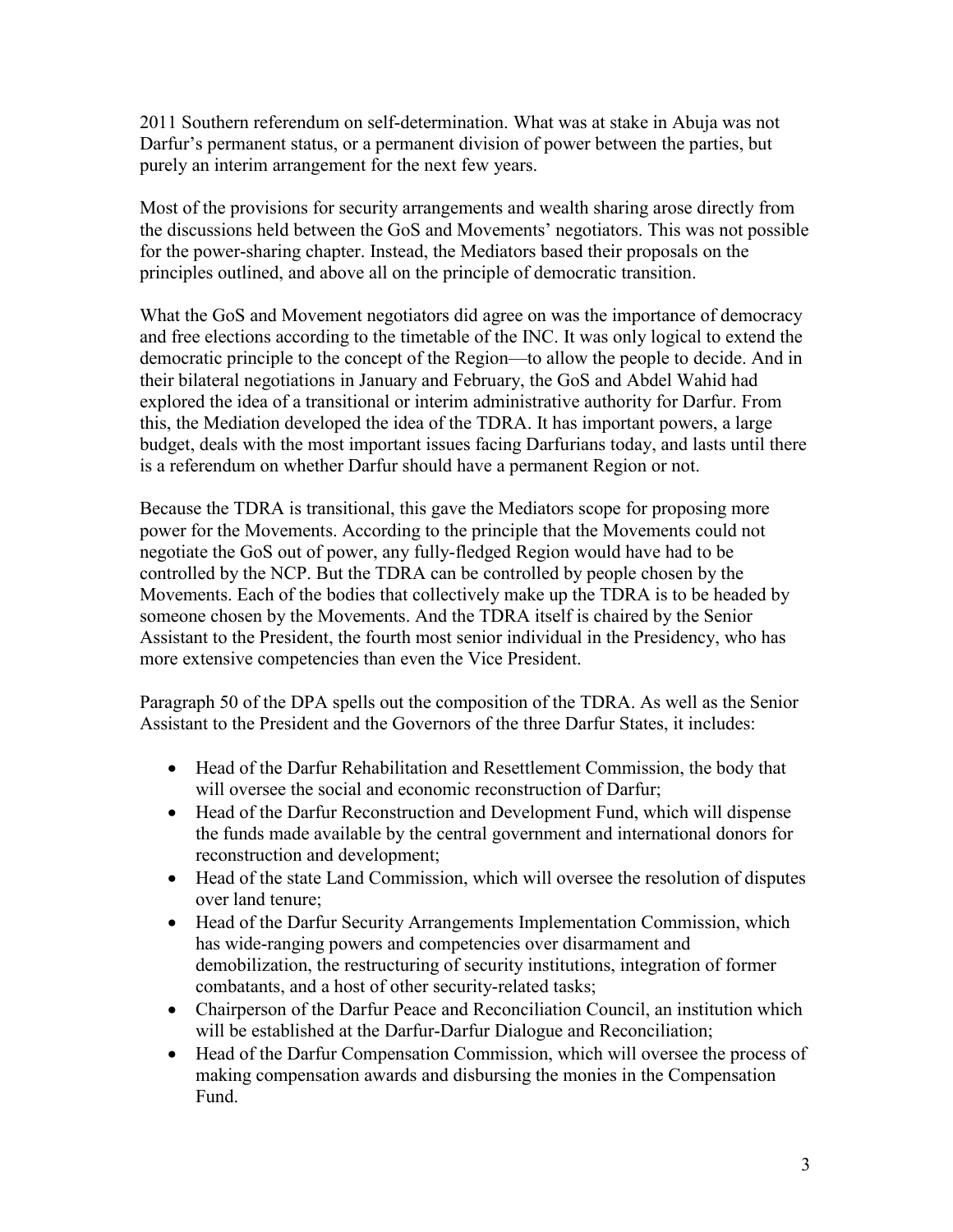2011 Southern referendum on self-determination. What was at stake in Abuja was not Darfur's permanent status, or a permanent division of power between the parties, but purely an interim arrangement for the next few years.

Most of the provisions for security arrangements and wealth sharing arose directly from the discussions held between the GoS and Movements' negotiators. This was not possible for the power-sharing chapter. Instead, the Mediators based their proposals on the principles outlined, and above all on the principle of democratic transition.

What the GoS and Movement negotiators did agree on was the importance of democracy and free elections according to the timetable of the INC. It was only logical to extend the democratic principle to the concept of the Region—to allow the people to decide. And in their bilateral negotiations in January and February, the GoS and Abdel Wahid had explored the idea of a transitional or interim administrative authority for Darfur. From this, the Mediation developed the idea of the TDRA. It has important powers, a large budget, deals with the most important issues facing Darfurians today, and lasts until there is a referendum on whether Darfur should have a permanent Region or not.

Because the TDRA is transitional, this gave the Mediators scope for proposing more power for the Movements. According to the principle that the Movements could not negotiate the GoS out of power, any fully-fledged Region would have had to be controlled by the NCP. But the TDRA can be controlled by people chosen by the Movements. Each of the bodies that collectively make up the TDRA is to be headed by someone chosen by the Movements. And the TDRA itself is chaired by the Senior Assistant to the President, the fourth most senior individual in the Presidency, who has more extensive competencies than even the Vice President.

Paragraph 50 of the DPA spells out the composition of the TDRA. As well as the Senior Assistant to the President and the Governors of the three Darfur States, it includes:

- Head of the Darfur Rehabilitation and Resettlement Commission, the body that will oversee the social and economic reconstruction of Darfur;
- Head of the Darfur Reconstruction and Development Fund, which will dispense the funds made available by the central government and international donors for reconstruction and development;
- Head of the state Land Commission, which will oversee the resolution of disputes over land tenure;
- Head of the Darfur Security Arrangements Implementation Commission, which has wide-ranging powers and competencies over disarmament and demobilization, the restructuring of security institutions, integration of former combatants, and a host of other security-related tasks;
- Chairperson of the Darfur Peace and Reconciliation Council, an institution which will be established at the Darfur-Darfur Dialogue and Reconciliation;
- Head of the Darfur Compensation Commission, which will oversee the process of making compensation awards and disbursing the monies in the Compensation Fund.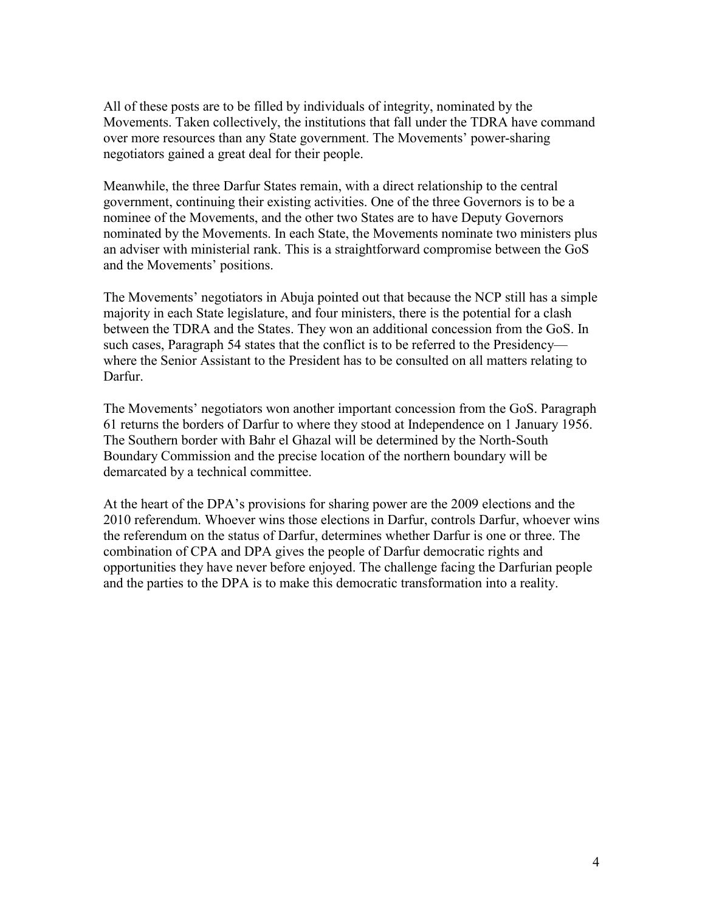All of these posts are to be filled by individuals of integrity, nominated by the Movements. Taken collectively, the institutions that fall under the TDRA have command over more resources than any State government. The Movements' power-sharing negotiators gained a great deal for their people.

Meanwhile, the three Darfur States remain, with a direct relationship to the central government, continuing their existing activities. One of the three Governors is to be a nominee of the Movements, and the other two States are to have Deputy Governors nominated by the Movements. In each State, the Movements nominate two ministers plus an adviser with ministerial rank. This is a straightforward compromise between the GoS and the Movements' positions.

The Movements' negotiators in Abuja pointed out that because the NCP still has a simple majority in each State legislature, and four ministers, there is the potential for a clash between the TDRA and the States. They won an additional concession from the GoS. In such cases, Paragraph 54 states that the conflict is to be referred to the Presidency—where the Senior Assistant to the President has to be consulted on all matters relating to Darfur.

The Movements' negotiators won another important concession from the GoS. Paragraph 61 returns the borders of Darfur to where they stood at Independence on 1 January 1956. The Southern border with Bahr el Ghazal will be determined by the North-South Boundary Commission and the precise location of the northern boundary will be demarcated by a technical committee.

At the heart of the DPA's provisions for sharing power are the 2009 elections and the 2010 referendum. Whoever wins those elections in Darfur, controls Darfur, whoever wins the referendum on the status of Darfur, determines whether Darfur is one or three. The combination of CPA and DPA gives the people of Darfur democratic rights and opportunities they have never before enjoyed. The challenge facing the Darfurian people and the parties to the DPA is to make this democratic transformation into a reality.